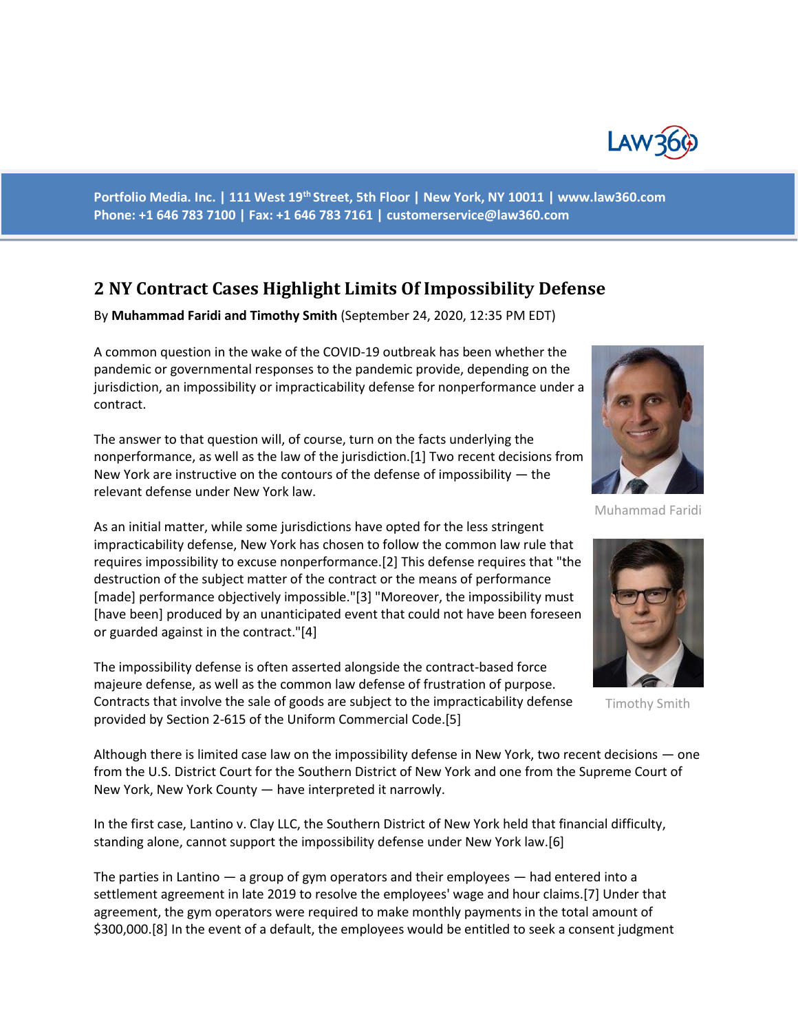Portfolio Media. Inc. | 111 West 19th Street, 5th Floor | New York, NY 10011 | www.law360.com
Phone: +1 646 783 7100 | Fax: +1 646 783 7161 | customerservice@law360.com

# 2 NY Contract Cases Highlight Limits Of Impossibility Defense

By **Muhammad Faridi and Timothy Smith** (September 24, 2020, 12:35 PM EDT)

A common question in the wake of the COVID-19 outbreak has been whether the pandemic or governmental responses to the pandemic provide, depending on the jurisdiction, an impossibility or impracticability defense for nonperformance under a contract.

Muhammad Faridi

The answer to that question will, of course, turn on the facts underlying the nonperformance, as well as the law of the jurisdiction.[1] Two recent decisions from New York are instructive on the contours of the defense of impossibility — the relevant defense under New York law.

As an initial matter, while some jurisdictions have opted for the less stringent impracticability defense, New York has chosen to follow the common law rule that requires impossibility to excuse nonperformance.[2] This defense requires that "the destruction of the subject matter of the contract or the means of performance [made] performance objectively impossible."[3] "Moreover, the impossibility must [have been] produced by an unanticipated event that could not have been foreseen or guarded against in the contract."[4]

Timothy Smith

The impossibility defense is often asserted alongside the contract-based force majeure defense, as well as the common law defense of frustration of purpose. Contracts that involve the sale of goods are subject to the impracticability defense provided by Section 2-615 of the Uniform Commercial Code.[5]

Although there is limited case law on the impossibility defense in New York, two recent decisions — one from the U.S. District Court for the Southern District of New York and one from the Supreme Court of New York, New York County — have interpreted it narrowly.

In the first case, Lantino v. Clay LLC, the Southern District of New York held that financial difficulty, standing alone, cannot support the impossibility defense under New York law.[6]

The parties in Lantino — a group of gym operators and their employees — had entered into a settlement agreement in late 2019 to resolve the employees' wage and hour claims.[7] Under that agreement, the gym operators were required to make monthly payments in the total amount of $300,000.[8] In the event of a default, the employees would be entitled to seek a consent judgment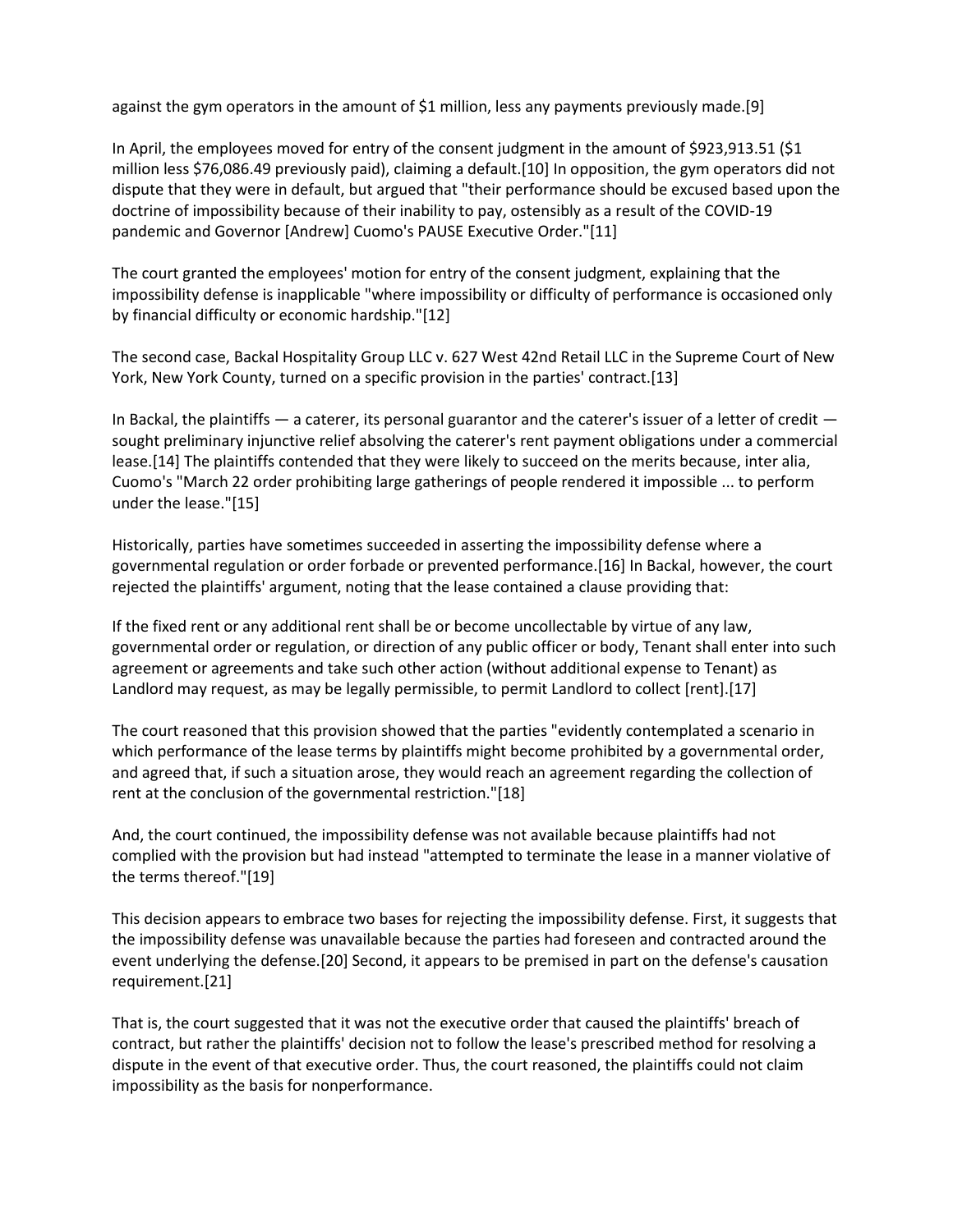against the gym operators in the amount of $1 million, less any payments previously made.[9]

In April, the employees moved for entry of the consent judgment in the amount of $923,913.51 ($1 million less $76,086.49 previously paid), claiming a default.[10] In opposition, the gym operators did not dispute that they were in default, but argued that "their performance should be excused based upon the doctrine of impossibility because of their inability to pay, ostensibly as a result of the COVID-19 pandemic and Governor [Andrew] Cuomo's PAUSE Executive Order."[11]

The court granted the employees' motion for entry of the consent judgment, explaining that the impossibility defense is inapplicable "where impossibility or difficulty of performance is occasioned only by financial difficulty or economic hardship."[12]

The second case, Backal Hospitality Group LLC v. 627 West 42nd Retail LLC in the Supreme Court of New York, New York County, turned on a specific provision in the parties' contract.[13]

In Backal, the plaintiffs — a caterer, its personal guarantor and the caterer's issuer of a letter of credit — sought preliminary injunctive relief absolving the caterer's rent payment obligations under a commercial lease.[14] The plaintiffs contended that they were likely to succeed on the merits because, inter alia, Cuomo's "March 22 order prohibiting large gatherings of people rendered it impossible ... to perform under the lease."[15]

Historically, parties have sometimes succeeded in asserting the impossibility defense where a governmental regulation or order forbade or prevented performance.[16] In Backal, however, the court rejected the plaintiffs' argument, noting that the lease contained a clause providing that:

If the fixed rent or any additional rent shall be or become uncollectable by virtue of any law, governmental order or regulation, or direction of any public officer or body, Tenant shall enter into such agreement or agreements and take such other action (without additional expense to Tenant) as Landlord may request, as may be legally permissible, to permit Landlord to collect [rent].[17]

The court reasoned that this provision showed that the parties "evidently contemplated a scenario in which performance of the lease terms by plaintiffs might become prohibited by a governmental order, and agreed that, if such a situation arose, they would reach an agreement regarding the collection of rent at the conclusion of the governmental restriction."[18]

And, the court continued, the impossibility defense was not available because plaintiffs had not complied with the provision but had instead "attempted to terminate the lease in a manner violative of the terms thereof."[19]

This decision appears to embrace two bases for rejecting the impossibility defense. First, it suggests that the impossibility defense was unavailable because the parties had foreseen and contracted around the event underlying the defense.[20] Second, it appears to be premised in part on the defense's causation requirement.[21]

That is, the court suggested that it was not the executive order that caused the plaintiffs' breach of contract, but rather the plaintiffs' decision not to follow the lease's prescribed method for resolving a dispute in the event of that executive order. Thus, the court reasoned, the plaintiffs could not claim impossibility as the basis for nonperformance.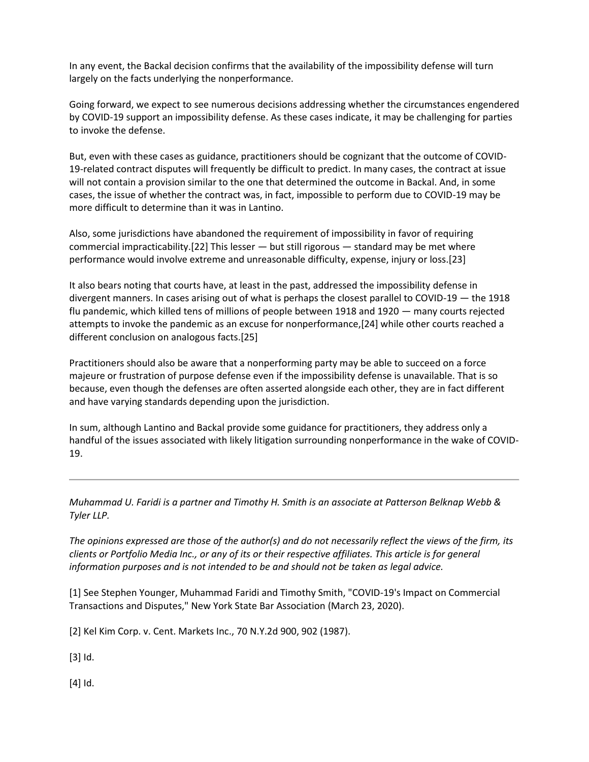In any event, the Backal decision confirms that the availability of the impossibility defense will turn largely on the facts underlying the nonperformance.

Going forward, we expect to see numerous decisions addressing whether the circumstances engendered by COVID-19 support an impossibility defense. As these cases indicate, it may be challenging for parties to invoke the defense.

But, even with these cases as guidance, practitioners should be cognizant that the outcome of COVID-19-related contract disputes will frequently be difficult to predict. In many cases, the contract at issue will not contain a provision similar to the one that determined the outcome in Backal. And, in some cases, the issue of whether the contract was, in fact, impossible to perform due to COVID-19 may be more difficult to determine than it was in Lantino.

Also, some jurisdictions have abandoned the requirement of impossibility in favor of requiring commercial impracticability.[22] This lesser — but still rigorous — standard may be met where performance would involve extreme and unreasonable difficulty, expense, injury or loss.[23]

It also bears noting that courts have, at least in the past, addressed the impossibility defense in divergent manners. In cases arising out of what is perhaps the closest parallel to COVID-19 — the 1918 flu pandemic, which killed tens of millions of people between 1918 and 1920 — many courts rejected attempts to invoke the pandemic as an excuse for nonperformance,[24] while other courts reached a different conclusion on analogous facts.[25]

Practitioners should also be aware that a nonperforming party may be able to succeed on a force majeure or frustration of purpose defense even if the impossibility defense is unavailable. That is so because, even though the defenses are often asserted alongside each other, they are in fact different and have varying standards depending upon the jurisdiction.

In sum, although Lantino and Backal provide some guidance for practitioners, they address only a handful of the issues associated with likely litigation surrounding nonperformance in the wake of COVID-19.

---

*Muhammad U. Faridi is a partner and Timothy H. Smith is an associate at Patterson Belknap Webb & Tyler LLP.*

*The opinions expressed are those of the author(s) and do not necessarily reflect the views of the firm, its clients or Portfolio Media Inc., or any of its or their respective affiliates. This article is for general information purposes and is not intended to be and should not be taken as legal advice.*

[1] See Stephen Younger, Muhammad Faridi and Timothy Smith, "COVID-19's Impact on Commercial Transactions and Disputes," New York State Bar Association (March 23, 2020).

[2] Kel Kim Corp. v. Cent. Markets Inc., 70 N.Y.2d 900, 902 (1987).

[3] Id.

[4] Id.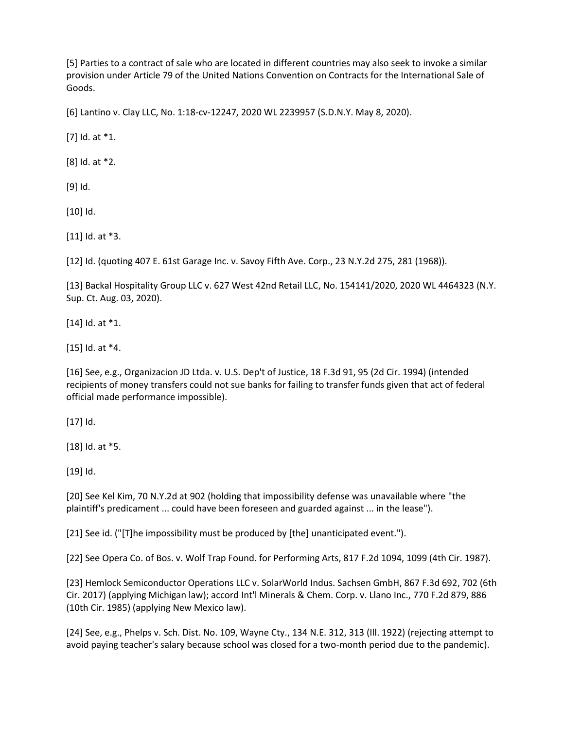[5] Parties to a contract of sale who are located in different countries may also seek to invoke a similar provision under Article 79 of the United Nations Convention on Contracts for the International Sale of Goods.

[6] Lantino v. Clay LLC, No. 1:18-cv-12247, 2020 WL 2239957 (S.D.N.Y. May 8, 2020).

[7] Id. at *1.

[8] Id. at *2.

[9] Id.

[10] Id.

[11] Id. at *3.

[12] Id. (quoting 407 E. 61st Garage Inc. v. Savoy Fifth Ave. Corp., 23 N.Y.2d 275, 281 (1968)).

[13] Backal Hospitality Group LLC v. 627 West 42nd Retail LLC, No. 154141/2020, 2020 WL 4464323 (N.Y. Sup. Ct. Aug. 03, 2020).

[14] Id. at *1.

[15] Id. at *4.

[16] See, e.g., Organizacion JD Ltda. v. U.S. Dep't of Justice, 18 F.3d 91, 95 (2d Cir. 1994) (intended recipients of money transfers could not sue banks for failing to transfer funds given that act of federal official made performance impossible).

[17] Id.

[18] Id. at *5.

[19] Id.

[20] See Kel Kim, 70 N.Y.2d at 902 (holding that impossibility defense was unavailable where "the plaintiff's predicament ... could have been foreseen and guarded against ... in the lease").

[21] See id. ("[T]he impossibility must be produced by [the] unanticipated event.").

[22] See Opera Co. of Bos. v. Wolf Trap Found. for Performing Arts, 817 F.2d 1094, 1099 (4th Cir. 1987).

[23] Hemlock Semiconductor Operations LLC v. SolarWorld Indus. Sachsen GmbH, 867 F.3d 692, 702 (6th Cir. 2017) (applying Michigan law); accord Int'l Minerals & Chem. Corp. v. Llano Inc., 770 F.2d 879, 886 (10th Cir. 1985) (applying New Mexico law).

[24] See, e.g., Phelps v. Sch. Dist. No. 109, Wayne Cty., 134 N.E. 312, 313 (Ill. 1922) (rejecting attempt to avoid paying teacher's salary because school was closed for a two-month period due to the pandemic).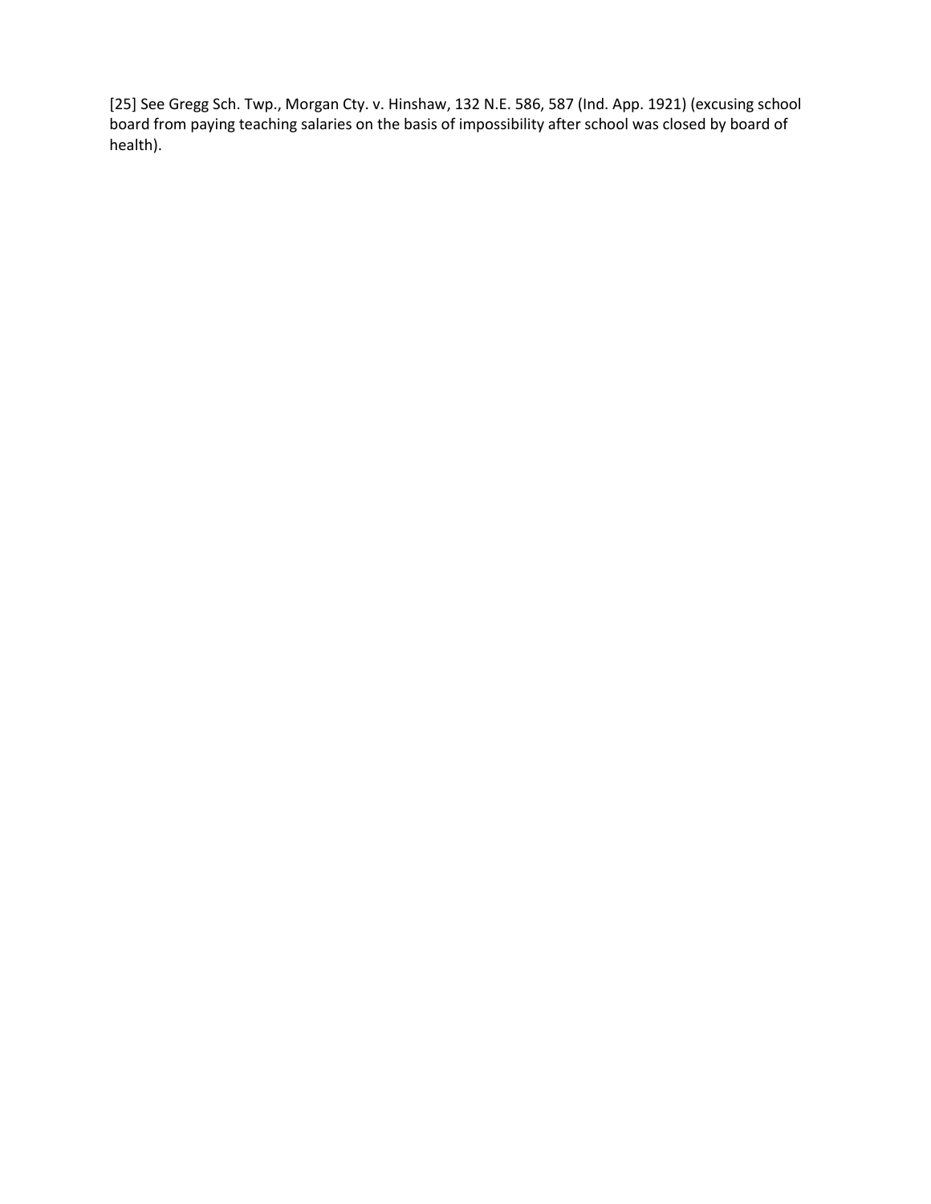[25] See Gregg Sch. Twp., Morgan Cty. v. Hinshaw, 132 N.E. 586, 587 (Ind. App. 1921) (excusing school board from paying teaching salaries on the basis of impossibility after school was closed by board of health).